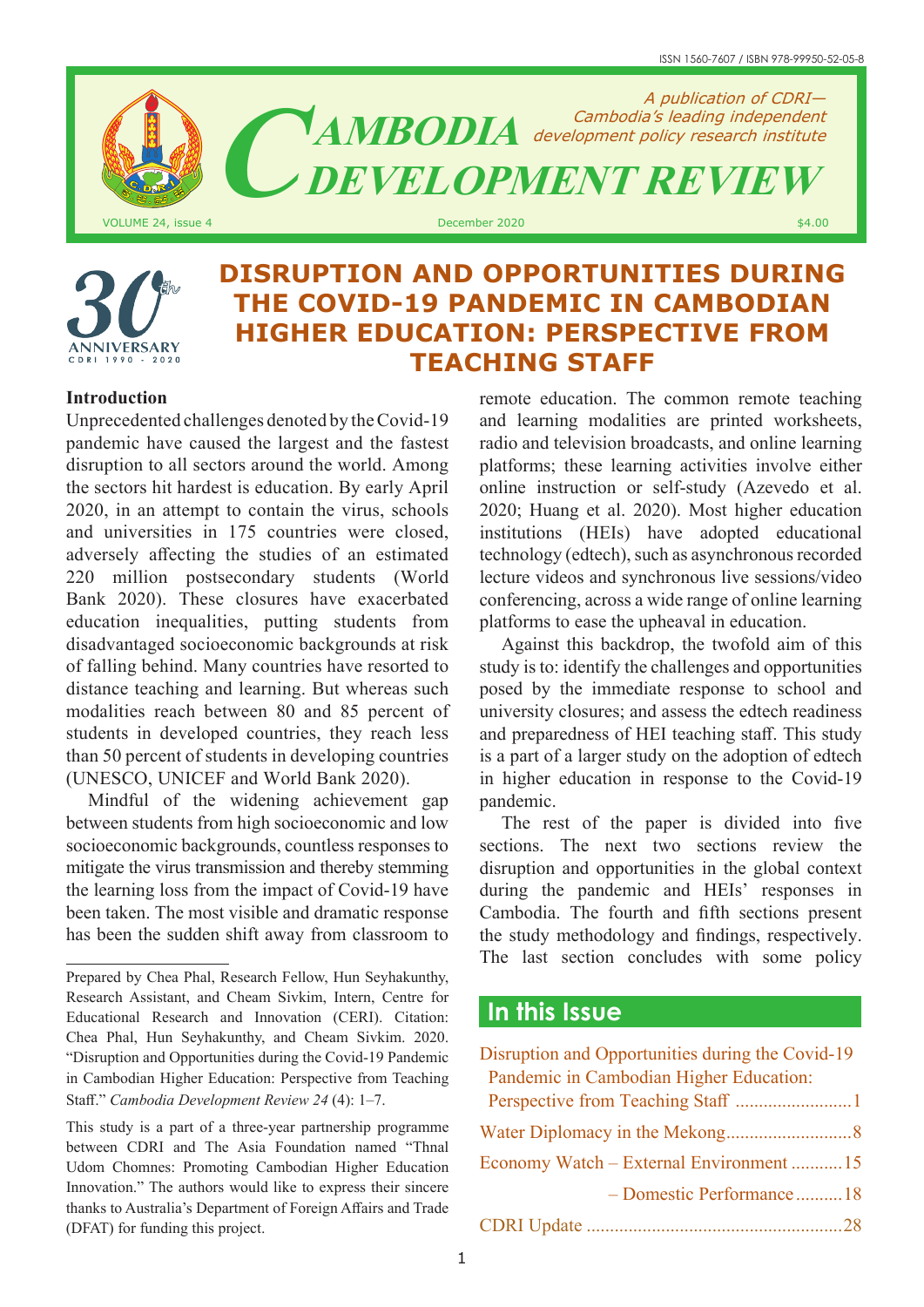ISSN 1560-7607 / ISBN 978-99950-52-05-8

# CAMBODIA DEVELOPMENT REVIEW

A publication of CDRI—Cambodia's leading independent development policy research institute

VOLUME 24, issue 4 December 2020 $4.00

30th ANNIVERSARY CDRI 1990 - 2020

## DISRUPTION AND OPPORTUNITIES DURING THE COVID-19 PANDEMIC IN CAMBODIAN HIGHER EDUCATION: PERSPECTIVE FROM TEACHING STAFF

### Introduction

Unprecedented challenges denoted by the Covid-19 pandemic have caused the largest and the fastest disruption to all sectors around the world. Among the sectors hit hardest is education. By early April 2020, in an attempt to contain the virus, schools and universities in 175 countries were closed, adversely affecting the studies of an estimated 220 million postsecondary students (World Bank 2020). These closures have exacerbated education inequalities, putting students from disadvantaged socioeconomic backgrounds at risk of falling behind. Many countries have resorted to distance teaching and learning. But whereas such modalities reach between 80 and 85 percent of students in developed countries, they reach less than 50 percent of students in developing countries (UNESCO, UNICEF and World Bank 2020).

Mindful of the widening achievement gap between students from high socioeconomic and low socioeconomic backgrounds, countless responses to mitigate the virus transmission and thereby stemming the learning loss from the impact of Covid-19 have been taken. The most visible and dramatic response has been the sudden shift away from classroom to remote education. The common remote teaching and learning modalities are printed worksheets, radio and television broadcasts, and online learning platforms; these learning activities involve either online instruction or self-study (Azevedo et al. 2020; Huang et al. 2020). Most higher education institutions (HEIs) have adopted educational technology (edtech), such as asynchronous recorded lecture videos and synchronous live sessions/video conferencing, across a wide range of online learning platforms to ease the upheaval in education.

Against this backdrop, the twofold aim of this study is to: identify the challenges and opportunities posed by the immediate response to school and university closures; and assess the edtech readiness and preparedness of HEI teaching staff. This study is a part of a larger study on the adoption of edtech in higher education in response to the Covid-19 pandemic.

The rest of the paper is divided into five sections. The next two sections review the disruption and opportunities in the global context during the pandemic and HEIs' responses in Cambodia. The fourth and fifth sections present the study methodology and findings, respectively. The last section concludes with some policy

---

Prepared by Chea Phal, Research Fellow, Hun Seyhakunthy, Research Assistant, and Cheam Sivkim, Intern, Centre for Educational Research and Innovation (CERI). Citation: Chea Phal, Hun Seyhakunthy, and Cheam Sivkim. 2020. "Disruption and Opportunities during the Covid-19 Pandemic in Cambodian Higher Education: Perspective from Teaching Staff." *Cambodia Development Review 24* (4): 1–7.

This study is a part of a three-year partnership programme between CDRI and The Asia Foundation named "Thnal Udom Chomnes: Promoting Cambodian Higher Education Innovation." The authors would like to express their sincere thanks to Australia's Department of Foreign Affairs and Trade (DFAT) for funding this project.

## In this Issue

- Disruption and Opportunities during the Covid-19 Pandemic in Cambodian Higher Education: Perspective from Teaching Staff .........................1
- Water Diplomacy in the Mekong...........................8
- Economy Watch – External Environment ...........15
- – Domestic Performance ..........18
- CDRI Update .......................................................28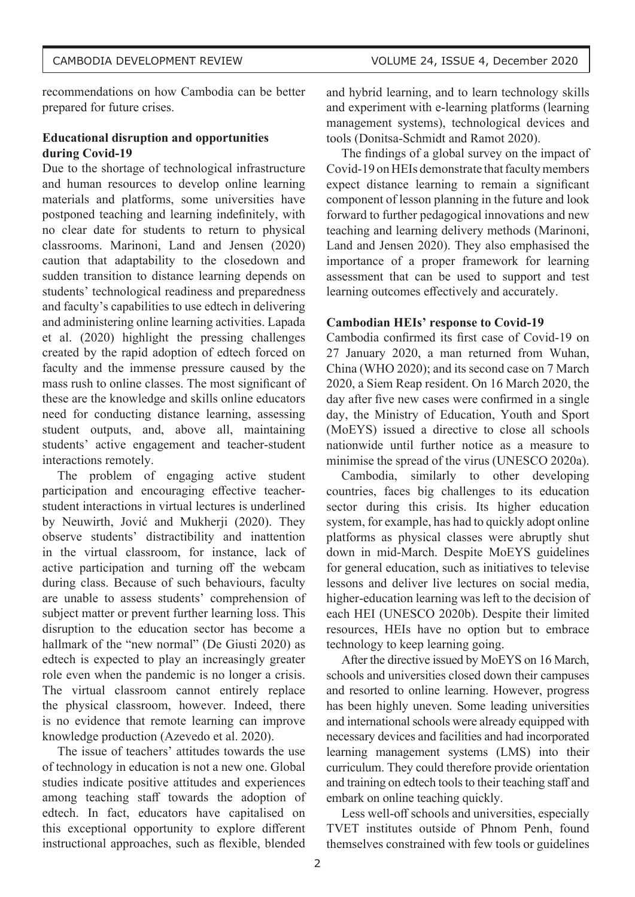recommendations on how Cambodia can be better prepared for future crises.

**Educational disruption and opportunities during Covid-19**

Due to the shortage of technological infrastructure and human resources to develop online learning materials and platforms, some universities have postponed teaching and learning indefinitely, with no clear date for students to return to physical classrooms. Marinoni, Land and Jensen (2020) caution that adaptability to the closedown and sudden transition to distance learning depends on students' technological readiness and preparedness and faculty's capabilities to use edtech in delivering and administering online learning activities. Lapada et al. (2020) highlight the pressing challenges created by the rapid adoption of edtech forced on faculty and the immense pressure caused by the mass rush to online classes. The most significant of these are the knowledge and skills online educators need for conducting distance learning, assessing student outputs, and, above all, maintaining students' active engagement and teacher-student interactions remotely.

The problem of engaging active student participation and encouraging effective teacher-student interactions in virtual lectures is underlined by Neuwirth, Jović and Mukherji (2020). They observe students' distractibility and inattention in the virtual classroom, for instance, lack of active participation and turning off the webcam during class. Because of such behaviours, faculty are unable to assess students' comprehension of subject matter or prevent further learning loss. This disruption to the education sector has become a hallmark of the "new normal" (De Giusti 2020) as edtech is expected to play an increasingly greater role even when the pandemic is no longer a crisis. The virtual classroom cannot entirely replace the physical classroom, however. Indeed, there is no evidence that remote learning can improve knowledge production (Azevedo et al. 2020).

The issue of teachers' attitudes towards the use of technology in education is not a new one. Global studies indicate positive attitudes and experiences among teaching staff towards the adoption of edtech. In fact, educators have capitalised on this exceptional opportunity to explore different instructional approaches, such as flexible, blended and hybrid learning, and to learn technology skills and experiment with e-learning platforms (learning management systems), technological devices and tools (Donitsa-Schmidt and Ramot 2020).

The findings of a global survey on the impact of Covid-19 on HEIs demonstrate that faculty members expect distance learning to remain a significant component of lesson planning in the future and look forward to further pedagogical innovations and new teaching and learning delivery methods (Marinoni, Land and Jensen 2020). They also emphasised the importance of a proper framework for learning assessment that can be used to support and test learning outcomes effectively and accurately.

**Cambodian HEIs' response to Covid-19**

Cambodia confirmed its first case of Covid-19 on 27 January 2020, a man returned from Wuhan, China (WHO 2020); and its second case on 7 March 2020, a Siem Reap resident. On 16 March 2020, the day after five new cases were confirmed in a single day, the Ministry of Education, Youth and Sport (MoEYS) issued a directive to close all schools nationwide until further notice as a measure to minimise the spread of the virus (UNESCO 2020a).

Cambodia, similarly to other developing countries, faces big challenges to its education sector during this crisis. Its higher education system, for example, has had to quickly adopt online platforms as physical classes were abruptly shut down in mid-March. Despite MoEYS guidelines for general education, such as initiatives to televise lessons and deliver live lectures on social media, higher-education learning was left to the decision of each HEI (UNESCO 2020b). Despite their limited resources, HEIs have no option but to embrace technology to keep learning going.

After the directive issued by MoEYS on 16 March, schools and universities closed down their campuses and resorted to online learning. However, progress has been highly uneven. Some leading universities and international schools were already equipped with necessary devices and facilities and had incorporated learning management systems (LMS) into their curriculum. They could therefore provide orientation and training on edtech tools to their teaching staff and embark on online teaching quickly.

Less well-off schools and universities, especially TVET institutes outside of Phnom Penh, found themselves constrained with few tools or guidelines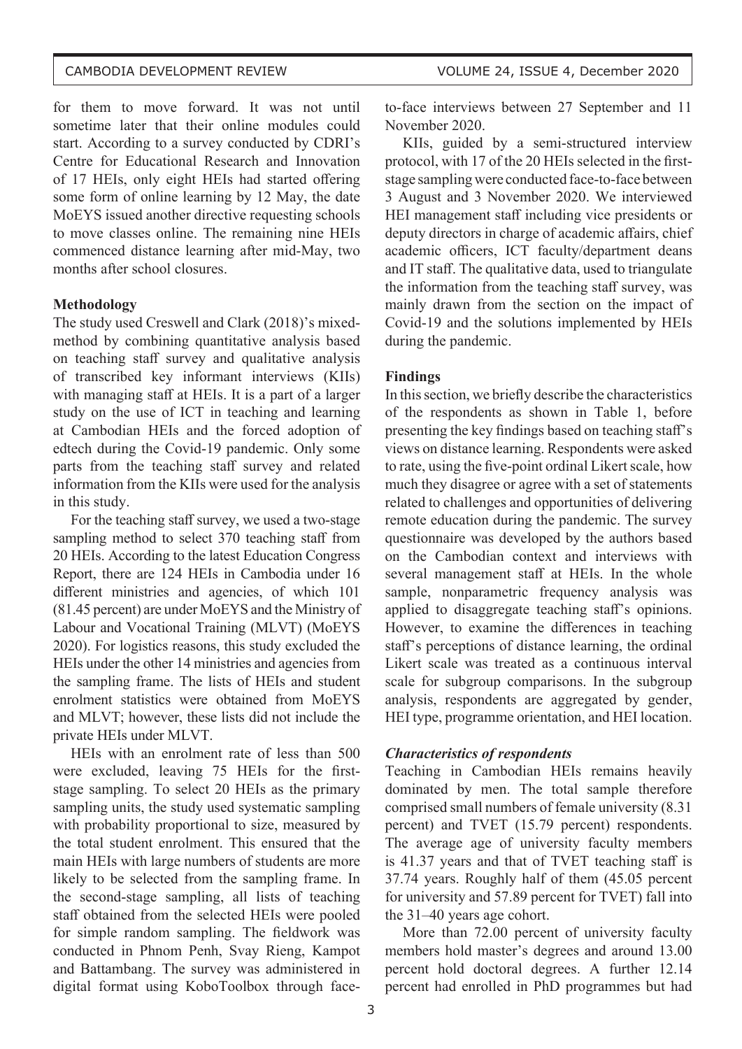for them to move forward. It was not until sometime later that their online modules could start. According to a survey conducted by CDRI's Centre for Educational Research and Innovation of 17 HEIs, only eight HEIs had started offering some form of online learning by 12 May, the date MoEYS issued another directive requesting schools to move classes online. The remaining nine HEIs commenced distance learning after mid-May, two months after school closures.

**Methodology**

The study used Creswell and Clark (2018)'s mixed-method by combining quantitative analysis based on teaching staff survey and qualitative analysis of transcribed key informant interviews (KIIs) with managing staff at HEIs. It is a part of a larger study on the use of ICT in teaching and learning at Cambodian HEIs and the forced adoption of edtech during the Covid-19 pandemic. Only some parts from the teaching staff survey and related information from the KIIs were used for the analysis in this study.

For the teaching staff survey, we used a two-stage sampling method to select 370 teaching staff from 20 HEIs. According to the latest Education Congress Report, there are 124 HEIs in Cambodia under 16 different ministries and agencies, of which 101 (81.45 percent) are under MoEYS and the Ministry of Labour and Vocational Training (MLVT) (MoEYS 2020). For logistics reasons, this study excluded the HEIs under the other 14 ministries and agencies from the sampling frame. The lists of HEIs and student enrolment statistics were obtained from MoEYS and MLVT; however, these lists did not include the private HEIs under MLVT.

HEIs with an enrolment rate of less than 500 were excluded, leaving 75 HEIs for the first-stage sampling. To select 20 HEIs as the primary sampling units, the study used systematic sampling with probability proportional to size, measured by the total student enrolment. This ensured that the main HEIs with large numbers of students are more likely to be selected from the sampling frame. In the second-stage sampling, all lists of teaching staff obtained from the selected HEIs were pooled for simple random sampling. The fieldwork was conducted in Phnom Penh, Svay Rieng, Kampot and Battambang. The survey was administered in digital format using KoboToolbox through face-to-face interviews between 27 September and 11 November 2020.

KIIs, guided by a semi-structured interview protocol, with 17 of the 20 HEIs selected in the first-stage sampling were conducted face-to-face between 3 August and 3 November 2020. We interviewed HEI management staff including vice presidents or deputy directors in charge of academic affairs, chief academic officers, ICT faculty/department deans and IT staff. The qualitative data, used to triangulate the information from the teaching staff survey, was mainly drawn from the section on the impact of Covid-19 and the solutions implemented by HEIs during the pandemic.

**Findings**

In this section, we briefly describe the characteristics of the respondents as shown in Table 1, before presenting the key findings based on teaching staff's views on distance learning. Respondents were asked to rate, using the five-point ordinal Likert scale, how much they disagree or agree with a set of statements related to challenges and opportunities of delivering remote education during the pandemic. The survey questionnaire was developed by the authors based on the Cambodian context and interviews with several management staff at HEIs. In the whole sample, nonparametric frequency analysis was applied to disaggregate teaching staff's opinions. However, to examine the differences in teaching staff's perceptions of distance learning, the ordinal Likert scale was treated as a continuous interval scale for subgroup comparisons. In the subgroup analysis, respondents are aggregated by gender, HEI type, programme orientation, and HEI location.

***Characteristics of respondents***

Teaching in Cambodian HEIs remains heavily dominated by men. The total sample therefore comprised small numbers of female university (8.31 percent) and TVET (15.79 percent) respondents. The average age of university faculty members is 41.37 years and that of TVET teaching staff is 37.74 years. Roughly half of them (45.05 percent for university and 57.89 percent for TVET) fall into the 31–40 years age cohort.

More than 72.00 percent of university faculty members hold master's degrees and around 13.00 percent hold doctoral degrees. A further 12.14 percent had enrolled in PhD programmes but had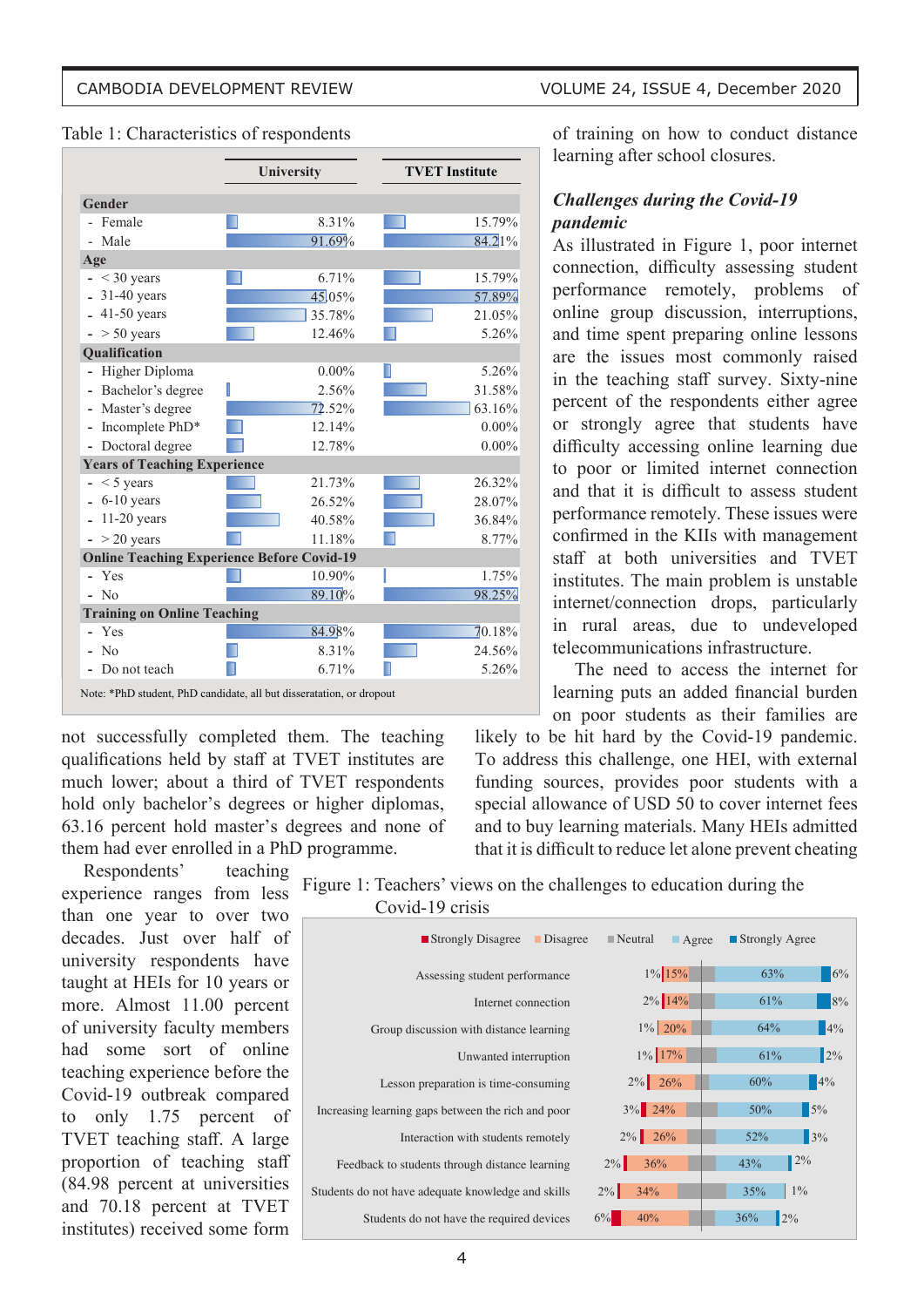Table 1: Characteristics of respondents

| | University | TVET Institute |
|---|---|---|
| **Gender** | | |
| - Female | 8.31% | 15.79% |
| - Male | 91.69% | 84.21% |
| **Age** | | |
| - < 30 years | 6.71% | 15.79% |
| - 31-40 years | 45.05% | 57.89% |
| - 41-50 years | 35.78% | 21.05% |
| - > 50 years | 12.46% | 5.26% |
| **Qualification** | | |
| - Higher Diploma | 0.00% | 5.26% |
| - Bachelor's degree | 2.56% | 31.58% |
| - Master's degree | 72.52% | 63.16% |
| - Incomplete PhD* | 12.14% | 0.00% |
| - Doctoral degree | 12.78% | 0.00% |
| **Years of Teaching Experience** | | |
| - < 5 years | 21.73% | 26.32% |
| - 6-10 years | 26.52% | 28.07% |
| - 11-20 years | 40.58% | 36.84% |
| - > 20 years | 11.18% | 8.77% |
| **Online Teaching Experience Before Covid-19** | | |
| - Yes | 10.90% | 1.75% |
| - No | 89.10% | 98.25% |
| **Training on Online Teaching** | | |
| - Yes | 84.98% | 70.18% |
| - No | 8.31% | 24.56% |
| - Do not teach | 6.71% | 5.26% |

Note: *PhD student, PhD candidate, all but disseratation, or dropout

not successfully completed them. The teaching qualifications held by staff at TVET institutes are much lower; about a third of TVET respondents hold only bachelor's degrees or higher diplomas, 63.16 percent hold master's degrees and none of them had ever enrolled in a PhD programme.

Respondents' teaching experience ranges from less than one year to over two decades. Just over half of university respondents have taught at HEIs for 10 years or more. Almost 11.00 percent of university faculty members had some sort of online teaching experience before the Covid-19 outbreak compared to only 1.75 percent of TVET teaching staff. A large proportion of teaching staff (84.98 percent at universities and 70.18 percent at TVET institutes) received some form of training on how to conduct distance learning after school closures.

### *Challenges during the Covid-19 pandemic*

As illustrated in Figure 1, poor internet connection, difficulty assessing student performance remotely, problems of online group discussion, interruptions, and time spent preparing online lessons are the issues most commonly raised in the teaching staff survey. Sixty-nine percent of the respondents either agree or strongly agree that students have difficulty accessing online learning due to poor or limited internet connection and that it is difficult to assess student performance remotely. These issues were confirmed in the KIIs with management staff at both universities and TVET institutes. The main problem is unstable internet/connection drops, particularly in rural areas, due to undeveloped telecommunications infrastructure.

The need to access the internet for learning puts an added financial burden on poor students as their families are likely to be hit hard by the Covid-19 pandemic. To address this challenge, one HEI, with external funding sources, provides poor students with a special allowance of USD 50 to cover internet fees and to buy learning materials. Many HEIs admitted that it is difficult to reduce let alone prevent cheating

Figure 1: Teachers' views on the challenges to education during the Covid-19 crisis

| | Strongly Disagree | Disagree | Neutral | Agree | Strongly Agree |
|---|---|---|---|---|---|
| Assessing student performance | 1% | 15% | | 63% | 6% |
| Internet connection | 2% | 14% | | 61% | 8% |
| Group discussion with distance learning | 1% | 20% | | 64% | 4% |
| Unwanted interruption | 1% | 17% | | 61% | 2% |
| Lesson preparation is time-consuming | 2% | 26% | | 60% | 4% |
| Increasing learning gaps between the rich and poor | 3% | 24% | | 50% | 5% |
| Interaction with students remotely | 2% | 26% | | 52% | 3% |
| Feedback to students through distance learning | 2% | 36% | | 43% | 2% |
| Students do not have adequate knowledge and skills | 2% | 34% | | 35% | 1% |
| Students do not have the required devices | 6% | 40% | | 36% | 2% |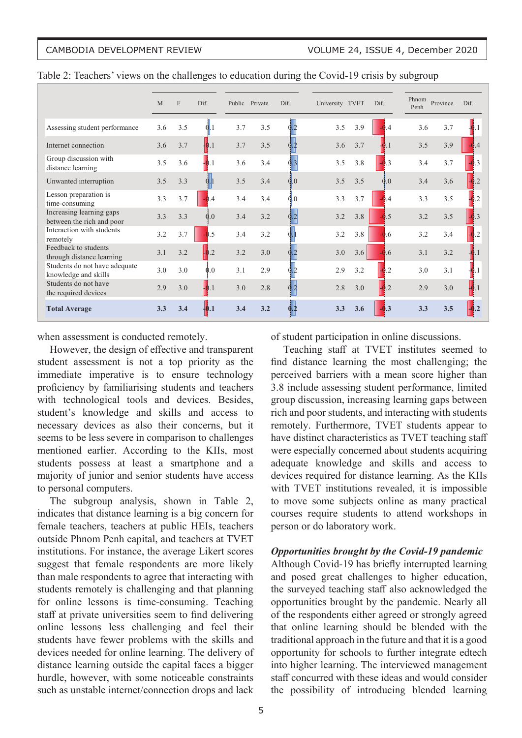Table 2: Teachers' views on the challenges to education during the Covid-19 crisis by subgroup

| | M | F | Dif. | Public | Private | Dif. | University | TVET | Dif. | Phnom Penh | Province | Dif. |
|---|---|---|---|---|---|---|---|---|---|---|---|---|
| Assessing student performance | 3.6 | 3.5 | 0.1 | 3.7 | 3.5 | 0.2 | 3.5 | 3.9 | -0.4 | 3.6 | 3.7 | -0.1 |
| Internet connection | 3.6 | 3.7 | -0.1 | 3.7 | 3.5 | 0.2 | 3.6 | 3.7 | -0.1 | 3.5 | 3.9 | -0.4 |
| Group discussion with distance learning | 3.5 | 3.6 | -0.1 | 3.6 | 3.4 | 0.3 | 3.5 | 3.8 | -0.3 | 3.4 | 3.7 | -0.3 |
| Unwanted interruption | 3.5 | 3.3 | 0.1 | 3.5 | 3.4 | 0.0 | 3.5 | 3.5 | 0.0 | 3.4 | 3.6 | -0.2 |
| Lesson preparation is time-consuming | 3.3 | 3.7 | -0.4 | 3.4 | 3.4 | 0.0 | 3.3 | 3.7 | -0.4 | 3.3 | 3.5 | -0.2 |
| Increasing learning gaps between the rich and poor | 3.3 | 3.3 | 0.0 | 3.4 | 3.2 | 0.2 | 3.2 | 3.8 | -0.5 | 3.2 | 3.5 | -0.3 |
| Interaction with students remotely | 3.2 | 3.7 | -0.5 | 3.4 | 3.2 | 0.1 | 3.2 | 3.8 | -0.6 | 3.2 | 3.4 | -0.2 |
| Feedback to students through distance learning | 3.1 | 3.2 | -0.2 | 3.2 | 3.0 | 0.2 | 3.0 | 3.6 | -0.6 | 3.1 | 3.2 | -0.1 |
| Students do not have adequate knowledge and skills | 3.0 | 3.0 | 0.0 | 3.1 | 2.9 | 0.2 | 2.9 | 3.2 | -0.2 | 3.0 | 3.1 | -0.1 |
| Students do not have the required devices | 2.9 | 3.0 | -0.1 | 3.0 | 2.8 | 0.2 | 2.8 | 3.0 | -0.2 | 2.9 | 3.0 | -0.1 |
| **Total Average** | **3.3** | **3.4** | **-0.1** | **3.4** | **3.2** | **0.2** | **3.3** | **3.6** | **-0.3** | **3.3** | **3.5** | **-0.2** |

when assessment is conducted remotely.

However, the design of effective and transparent student assessment is not a top priority as the immediate imperative is to ensure technology proficiency by familiarising students and teachers with technological tools and devices. Besides, student's knowledge and skills and access to necessary devices as also their concerns, but it seems to be less severe in comparison to challenges mentioned earlier. According to the KIIs, most students possess at least a smartphone and a majority of junior and senior students have access to personal computers.

The subgroup analysis, shown in Table 2, indicates that distance learning is a big concern for female teachers, teachers at public HEIs, teachers outside Phnom Penh capital, and teachers at TVET institutions. For instance, the average Likert scores suggest that female respondents are more likely than male respondents to agree that interacting with students remotely is challenging and that planning for online lessons is time-consuming. Teaching staff at private universities seem to find delivering online lessons less challenging and feel their students have fewer problems with the skills and devices needed for online learning. The delivery of distance learning outside the capital faces a bigger hurdle, however, with some noticeable constraints such as unstable internet/connection drops and lack of student participation in online discussions.

Teaching staff at TVET institutes seemed to find distance learning the most challenging; the perceived barriers with a mean score higher than 3.8 include assessing student performance, limited group discussion, increasing learning gaps between rich and poor students, and interacting with students remotely. Furthermore, TVET students appear to have distinct characteristics as TVET teaching staff were especially concerned about students acquiring adequate knowledge and skills and access to devices required for distance learning. As the KIIs with TVET institutions revealed, it is impossible to move some subjects online as many practical courses require students to attend workshops in person or do laboratory work.

***Opportunities brought by the Covid-19 pandemic***

Although Covid-19 has briefly interrupted learning and posed great challenges to higher education, the surveyed teaching staff also acknowledged the opportunities brought by the pandemic. Nearly all of the respondents either agreed or strongly agreed that online learning should be blended with the traditional approach in the future and that it is a good opportunity for schools to further integrate edtech into higher learning. The interviewed management staff concurred with these ideas and would consider the possibility of introducing blended learning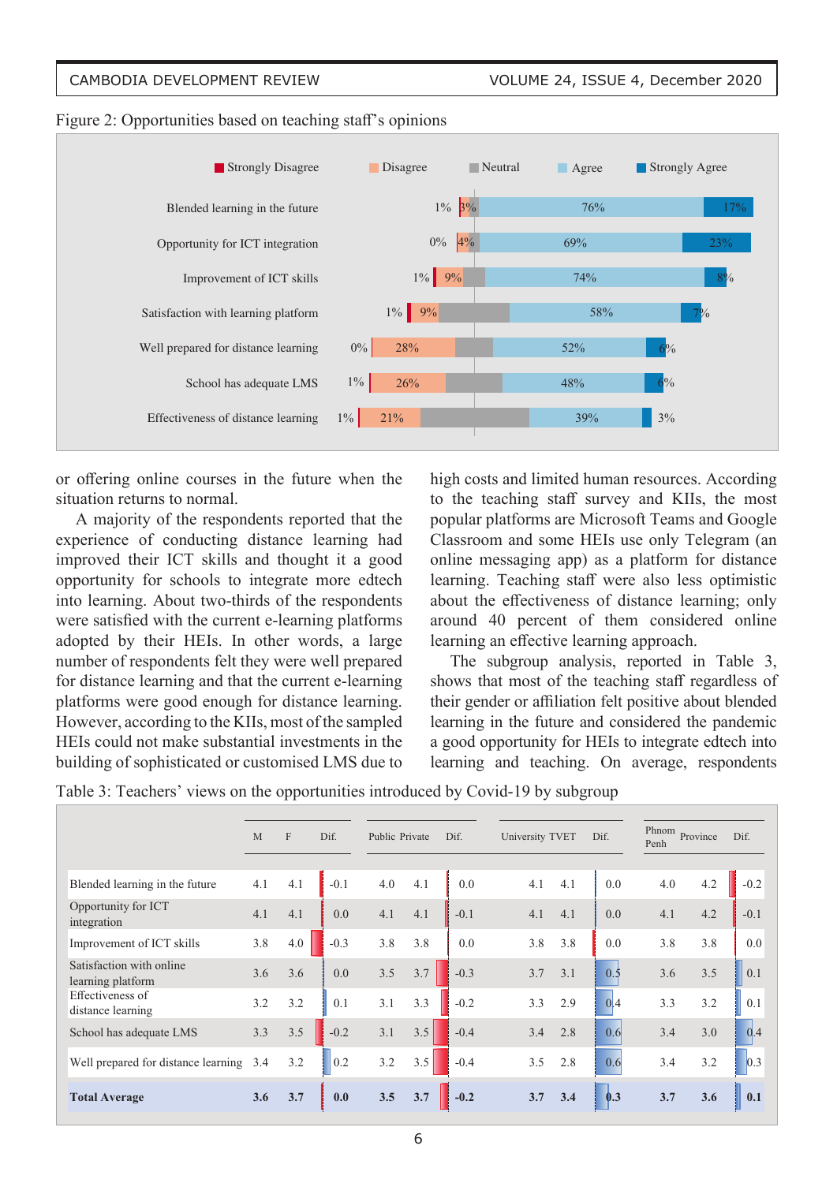Figure 2: Opportunities based on teaching staff's opinions

| | Strongly Disagree | Disagree | Neutral | Agree | Strongly Agree |
|---|---|---|---|---|---|
| Blended learning in the future | 1% | 3% | | 76% | 17% |
| Opportunity for ICT integration | 0% | 4% | | 69% | 23% |
| Improvement of ICT skills | 1% | 9% | | 74% | 8% |
| Satisfaction with learning platform | 1% | 9% | | 58% | 7% |
| Well prepared for distance learning | 0% | 28% | | 52% | 6% |
| School has adequate LMS | 1% | 26% | | 48% | 6% |
| Effectiveness of distance learning | 1% | 21% | | 39% | 3% |

or offering online courses in the future when the situation returns to normal.

A majority of the respondents reported that the experience of conducting distance learning had improved their ICT skills and thought it a good opportunity for schools to integrate more edtech into learning. About two-thirds of the respondents were satisfied with the current e-learning platforms adopted by their HEIs. In other words, a large number of respondents felt they were well prepared for distance learning and that the current e-learning platforms were good enough for distance learning. However, according to the KIIs, most of the sampled HEIs could not make substantial investments in the building of sophisticated or customised LMS due to high costs and limited human resources. According to the teaching staff survey and KIIs, the most popular platforms are Microsoft Teams and Google Classroom and some HEIs use only Telegram (an online messaging app) as a platform for distance learning. Teaching staff were also less optimistic about the effectiveness of distance learning; only around 40 percent of them considered online learning an effective learning approach.

The subgroup analysis, reported in Table 3, shows that most of the teaching staff regardless of their gender or affiliation felt positive about blended learning in the future and considered the pandemic a good opportunity for HEIs to integrate edtech into learning and teaching. On average, respondents

Table 3: Teachers' views on the opportunities introduced by Covid-19 by subgroup

| | M | F | Dif. | Public | Private | Dif. | University | TVET | Dif. | Phnom Penh | Province | Dif. |
|---|---|---|---|---|---|---|---|---|---|---|---|---|
| Blended learning in the future | 4.1 | 4.1 | -0.1 | 4.0 | 4.1 | 0.0 | 4.1 | 4.1 | 0.0 | 4.0 | 4.2 | -0.2 |
| Opportunity for ICT integration | 4.1 | 4.1 | 0.0 | 4.1 | 4.1 | -0.1 | 4.1 | 4.1 | 0.0 | 4.1 | 4.2 | -0.1 |
| Improvement of ICT skills | 3.8 | 4.0 | -0.3 | 3.8 | 3.8 | 0.0 | 3.8 | 3.8 | 0.0 | 3.8 | 3.8 | 0.0 |
| Satisfaction with online learning platform | 3.6 | 3.6 | 0.0 | 3.5 | 3.7 | -0.3 | 3.7 | 3.1 | 0.5 | 3.6 | 3.5 | 0.1 |
| Effectiveness of distance learning | 3.2 | 3.2 | 0.1 | 3.1 | 3.3 | -0.2 | 3.3 | 2.9 | 0.4 | 3.3 | 3.2 | 0.1 |
| School has adequate LMS | 3.3 | 3.5 | -0.2 | 3.1 | 3.5 | -0.4 | 3.4 | 2.8 | 0.6 | 3.4 | 3.0 | 0.4 |
| Well prepared for distance learning | 3.4 | 3.2 | 0.2 | 3.2 | 3.5 | -0.4 | 3.5 | 2.8 | 0.6 | 3.4 | 3.2 | 0.3 |
| **Total Average** | **3.6** | **3.7** | **0.0** | **3.5** | **3.7** | **-0.2** | **3.7** | **3.4** | **0.3** | **3.7** | **3.6** | **0.1** |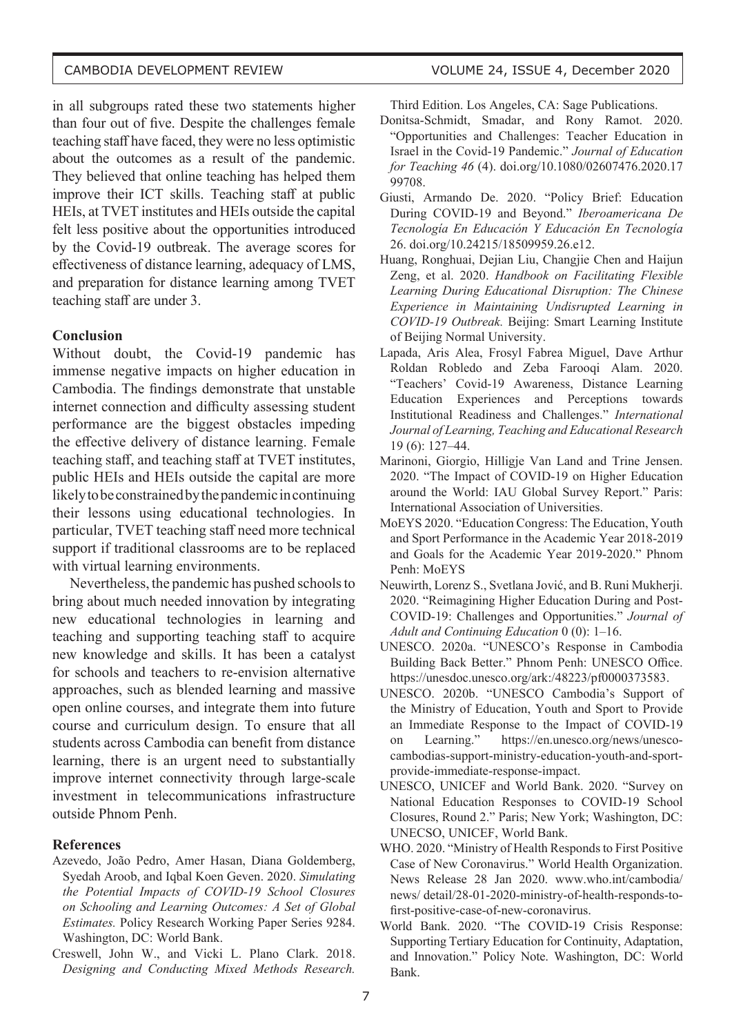in all subgroups rated these two statements higher than four out of five. Despite the challenges female teaching staff have faced, they were no less optimistic about the outcomes as a result of the pandemic. They believed that online teaching has helped them improve their ICT skills. Teaching staff at public HEIs, at TVET institutes and HEIs outside the capital felt less positive about the opportunities introduced by the Covid-19 outbreak. The average scores for effectiveness of distance learning, adequacy of LMS, and preparation for distance learning among TVET teaching staff are under 3.

## Conclusion

Without doubt, the Covid-19 pandemic has immense negative impacts on higher education in Cambodia. The findings demonstrate that unstable internet connection and difficulty assessing student performance are the biggest obstacles impeding the effective delivery of distance learning. Female teaching staff, and teaching staff at TVET institutes, public HEIs and HEIs outside the capital are more likely to be constrained by the pandemic in continuing their lessons using educational technologies. In particular, TVET teaching staff need more technical support if traditional classrooms are to be replaced with virtual learning environments.

Nevertheless, the pandemic has pushed schools to bring about much needed innovation by integrating new educational technologies in learning and teaching and supporting teaching staff to acquire new knowledge and skills. It has been a catalyst for schools and teachers to re-envision alternative approaches, such as blended learning and massive open online courses, and integrate them into future course and curriculum design. To ensure that all students across Cambodia can benefit from distance learning, there is an urgent need to substantially improve internet connectivity through large-scale investment in telecommunications infrastructure outside Phnom Penh.

## References

Azevedo, João Pedro, Amer Hasan, Diana Goldemberg, Syedah Aroob, and Iqbal Koen Geven. 2020. *Simulating the Potential Impacts of COVID-19 School Closures on Schooling and Learning Outcomes: A Set of Global Estimates.* Policy Research Working Paper Series 9284. Washington, DC: World Bank.

Creswell, John W., and Vicki L. Plano Clark. 2018. *Designing and Conducting Mixed Methods Research.* Third Edition. Los Angeles, CA: Sage Publications.

Donitsa-Schmidt, Smadar, and Rony Ramot. 2020. "Opportunities and Challenges: Teacher Education in Israel in the Covid-19 Pandemic." *Journal of Education for Teaching 46* (4). doi.org/10.1080/02607476.2020.1799708.

Giusti, Armando De. 2020. "Policy Brief: Education During COVID-19 and Beyond." *Iberoamericana De Tecnología En Educación Y Educación En Tecnología* 26. doi.org/10.24215/18509959.26.e12.

Huang, Ronghuai, Dejian Liu, Changjie Chen and Haijun Zeng, et al. 2020. *Handbook on Facilitating Flexible Learning During Educational Disruption: The Chinese Experience in Maintaining Undisrupted Learning in COVID-19 Outbreak.* Beijing: Smart Learning Institute of Beijing Normal University.

Lapada, Aris Alea, Frosyl Fabrea Miguel, Dave Arthur Roldan Robledo and Zeba Farooqi Alam. 2020. "Teachers' Covid-19 Awareness, Distance Learning Education Experiences and Perceptions towards Institutional Readiness and Challenges." *International Journal of Learning, Teaching and Educational Research* 19 (6): 127–44.

Marinoni, Giorgio, Hilligje Van Land and Trine Jensen. 2020. "The Impact of COVID-19 on Higher Education around the World: IAU Global Survey Report." Paris: International Association of Universities.

MoEYS 2020. "Education Congress: The Education, Youth and Sport Performance in the Academic Year 2018-2019 and Goals for the Academic Year 2019-2020." Phnom Penh: MoEYS

Neuwirth, Lorenz S., Svetlana Jović, and B. Runi Mukherji. 2020. "Reimagining Higher Education During and Post-COVID-19: Challenges and Opportunities." *Journal of Adult and Continuing Education* 0 (0): 1–16.

UNESCO. 2020a. "UNESCO's Response in Cambodia Building Back Better." Phnom Penh: UNESCO Office. https://unesdoc.unesco.org/ark:/48223/pf0000373583.

UNESCO. 2020b. "UNESCO Cambodia's Support of the Ministry of Education, Youth and Sport to Provide an Immediate Response to the Impact of COVID-19 on Learning." https://en.unesco.org/news/unesco-cambodias-support-ministry-education-youth-and-sport-provide-immediate-response-impact.

UNESCO, UNICEF and World Bank. 2020. "Survey on National Education Responses to COVID-19 School Closures, Round 2." Paris; New York; Washington, DC: UNECSO, UNICEF, World Bank.

WHO. 2020. "Ministry of Health Responds to First Positive Case of New Coronavirus." World Health Organization. News Release 28 Jan 2020. www.who.int/cambodia/news/ detail/28-01-2020-ministry-of-health-responds-to-first-positive-case-of-new-coronavirus.

World Bank. 2020. "The COVID-19 Crisis Response: Supporting Tertiary Education for Continuity, Adaptation, and Innovation." Policy Note. Washington, DC: World Bank.